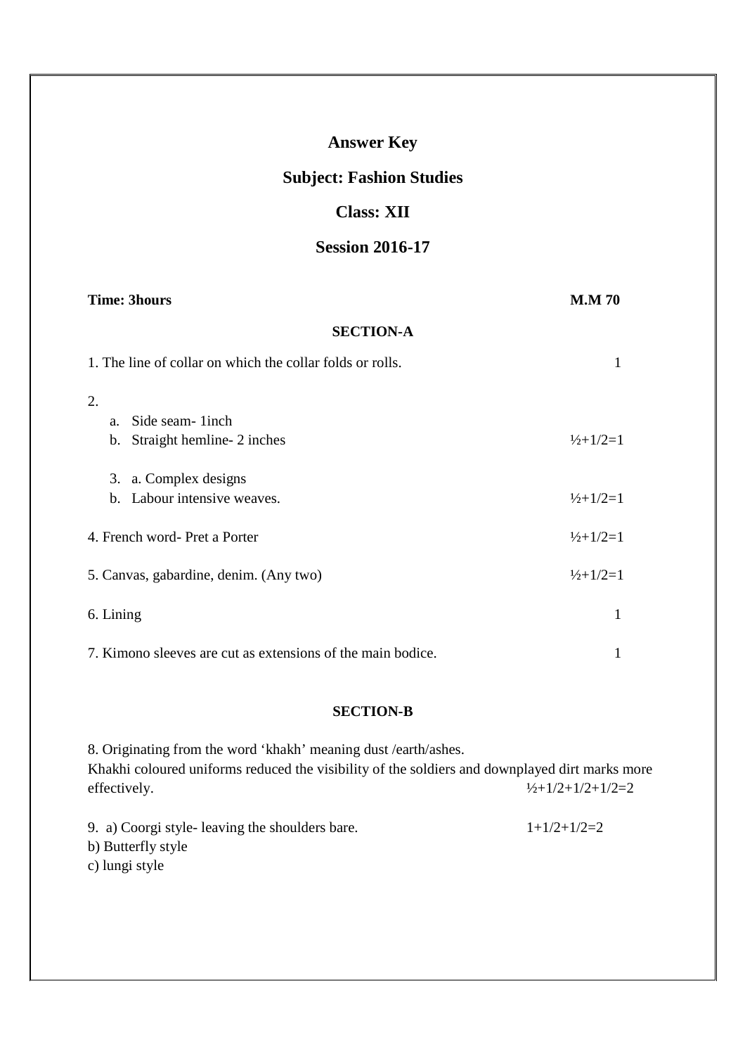# Answer Key

## Subject: Fashion Studies

## Class: XII

## Session 2016-17

**Time: 3hours** **M.M 70**

### SECTION-A

1. The line of collar on which the collar folds or rolls. 1

2.
   a. Side seam- 1inch
   b. Straight hemline- 2 inches ½+1/2=1

3. a. Complex designs
   b. Labour intensive weaves. ½+1/2=1

4. French word- Pret a Porter ½+1/2=1

5. Canvas, gabardine, denim. (Any two) ½+1/2=1

6. Lining 1

7. Kimono sleeves are cut as extensions of the main bodice. 1

### SECTION-B

8. Originating from the word 'khakh' meaning dust /earth/ashes.
Khakhi coloured uniforms reduced the visibility of the soldiers and downplayed dirt marks more effectively. ½+1/2+1/2+1/2=2

9. a) Coorgi style- leaving the shoulders bare. 1+1/2+1/2=2
b) Butterfly style
c) lungi style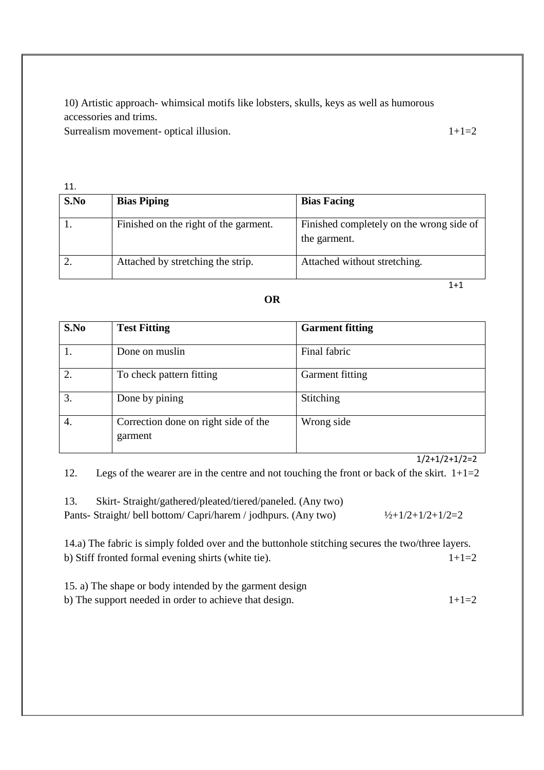10) Artistic approach- whimsical motifs like lobsters, skulls, keys as well as humorous accessories and trims.
Surrealism movement- optical illusion. 1+1=2

11.

| S.No | Bias Piping | Bias Facing |
|---|---|---|
| 1. | Finished on the right of the garment. | Finished completely on the wrong side of the garment. |
| 2. | Attached by stretching the strip. | Attached without stretching. |

1+1

**OR**

| S.No | Test Fitting | Garment fitting |
|---|---|---|
| 1. | Done on muslin | Final fabric |
| 2. | To check pattern fitting | Garment fitting |
| 3. | Done by pining | Stitching |
| 4. | Correction done on right side of the garment | Wrong side |

1/2+1/2+1/2=2

12. Legs of the wearer are in the centre and not touching the front or back of the skirt. 1+1=2

13. Skirt- Straight/gathered/pleated/tiered/paneled. (Any two)
Pants- Straight/ bell bottom/ Capri/harem / jodhpurs. (Any two) ½+1/2+1/2+1/2=2

14.a) The fabric is simply folded over and the buttonhole stitching secures the two/three layers.
b) Stiff fronted formal evening shirts (white tie). 1+1=2

15. a) The shape or body intended by the garment design
b) The support needed in order to achieve that design. 1+1=2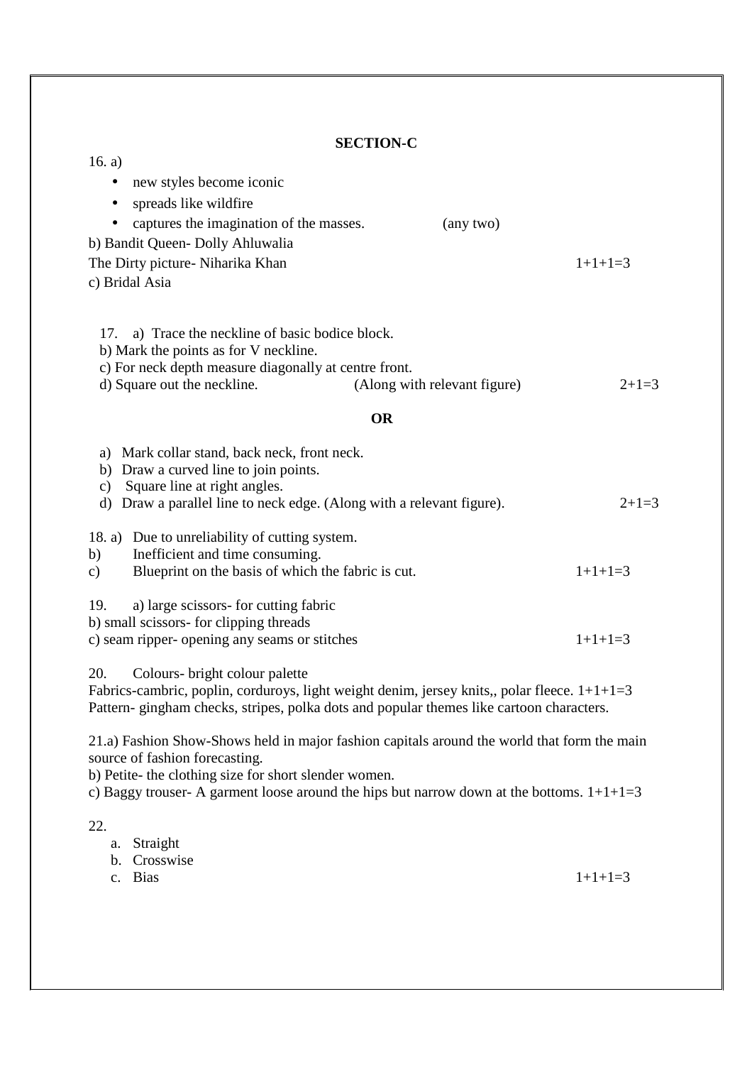## SECTION-C

16. a)

- new styles become iconic
- spreads like wildfire
- captures the imagination of the masses. (any two)

b) Bandit Queen- Dolly Ahluwalia

The Dirty picture- Niharika Khan 1+1+1=3

c) Bridal Asia

17. a) Trace the neckline of basic bodice block.
b) Mark the points as for V neckline.
c) For neck depth measure diagonally at centre front.
d) Square out the neckline. (Along with relevant figure) 2+1=3

**OR**

a) Mark collar stand, back neck, front neck.
b) Draw a curved line to join points.
c) Square line at right angles.
d) Draw a parallel line to neck edge. (Along with a relevant figure). 2+1=3

18. a) Due to unreliability of cutting system.
b) Inefficient and time consuming.
c) Blueprint on the basis of which the fabric is cut. 1+1+1=3

19. a) large scissors- for cutting fabric
b) small scissors- for clipping threads
c) seam ripper- opening any seams or stitches 1+1+1=3

20. Colours- bright colour palette
Fabrics-cambric, poplin, corduroys, light weight denim, jersey knits,, polar fleece. 1+1+1=3
Pattern- gingham checks, stripes, polka dots and popular themes like cartoon characters.

21.a) Fashion Show-Shows held in major fashion capitals around the world that form the main source of fashion forecasting.
b) Petite- the clothing size for short slender women.
c) Baggy trouser- A garment loose around the hips but narrow down at the bottoms. 1+1+1=3

22.

a. Straight
b. Crosswise
c. Bias 1+1+1=3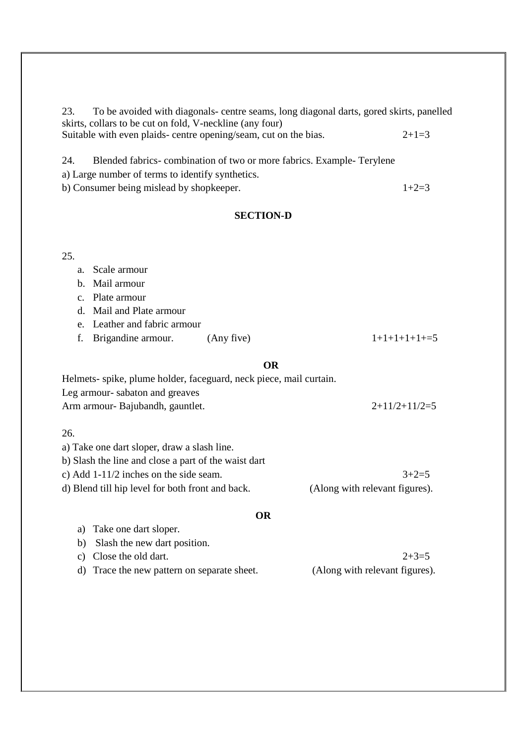23. To be avoided with diagonals- centre seams, long diagonal darts, gored skirts, panelled skirts, collars to be cut on fold, V-neckline (any four)
Suitable with even plaids- centre opening/seam, cut on the bias. 2+1=3

24. Blended fabrics- combination of two or more fabrics. Example- Terylene
a) Large number of terms to identify synthetics.
b) Consumer being mislead by shopkeeper. 1+2=3

**SECTION-D**

25.

a. Scale armour
b. Mail armour
c. Plate armour
d. Mail and Plate armour
e. Leather and fabric armour
f. Brigandine armour. (Any five) 1+1+1+1+1+=5

**OR**

Helmets- spike, plume holder, faceguard, neck piece, mail curtain.
Leg armour- sabaton and greaves
Arm armour- Bajubandh, gauntlet. 2+11/2+11/2=5

26.

a) Take one dart sloper, draw a slash line.
b) Slash the line and close a part of the waist dart
c) Add 1-11/2 inches on the side seam. 3+2=5
d) Blend till hip level for both front and back. (Along with relevant figures).

**OR**

a) Take one dart sloper.
b) Slash the new dart position.
c) Close the old dart. 2+3=5
d) Trace the new pattern on separate sheet. (Along with relevant figures).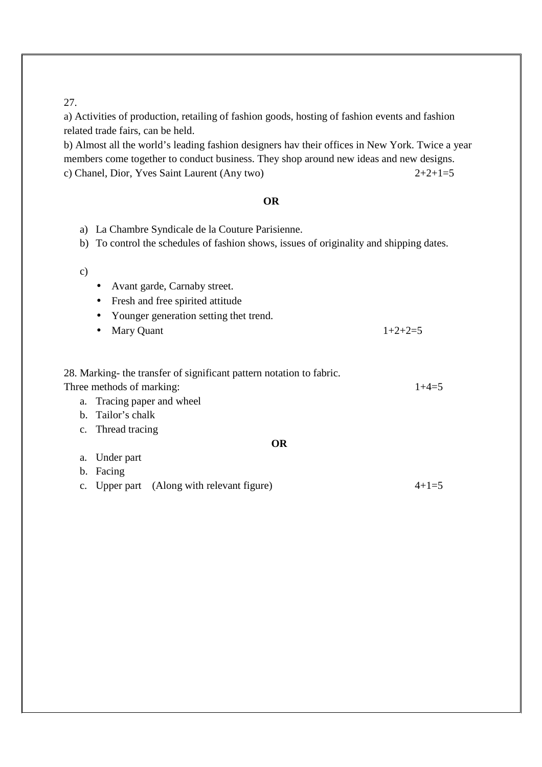27.

a) Activities of production, retailing of fashion goods, hosting of fashion events and fashion related trade fairs, can be held.

b) Almost all the world's leading fashion designers hav their offices in New York. Twice a year members come together to conduct business. They shop around new ideas and new designs.

c) Chanel, Dior, Yves Saint Laurent (Any two) 2+2+1=5

**OR**

a) La Chambre Syndicale de la Couture Parisienne.

b) To control the schedules of fashion shows, issues of originality and shipping dates.

c)

- Avant garde, Carnaby street.
- Fresh and free spirited attitude
- Younger generation setting thet trend.
- Mary Quant 1+2+2=5

28. Marking- the transfer of significant pattern notation to fabric.

Three methods of marking: 1+4=5

a. Tracing paper and wheel
b. Tailor's chalk
c. Thread tracing

**OR**

a. Under part
b. Facing
c. Upper part (Along with relevant figure) 4+1=5